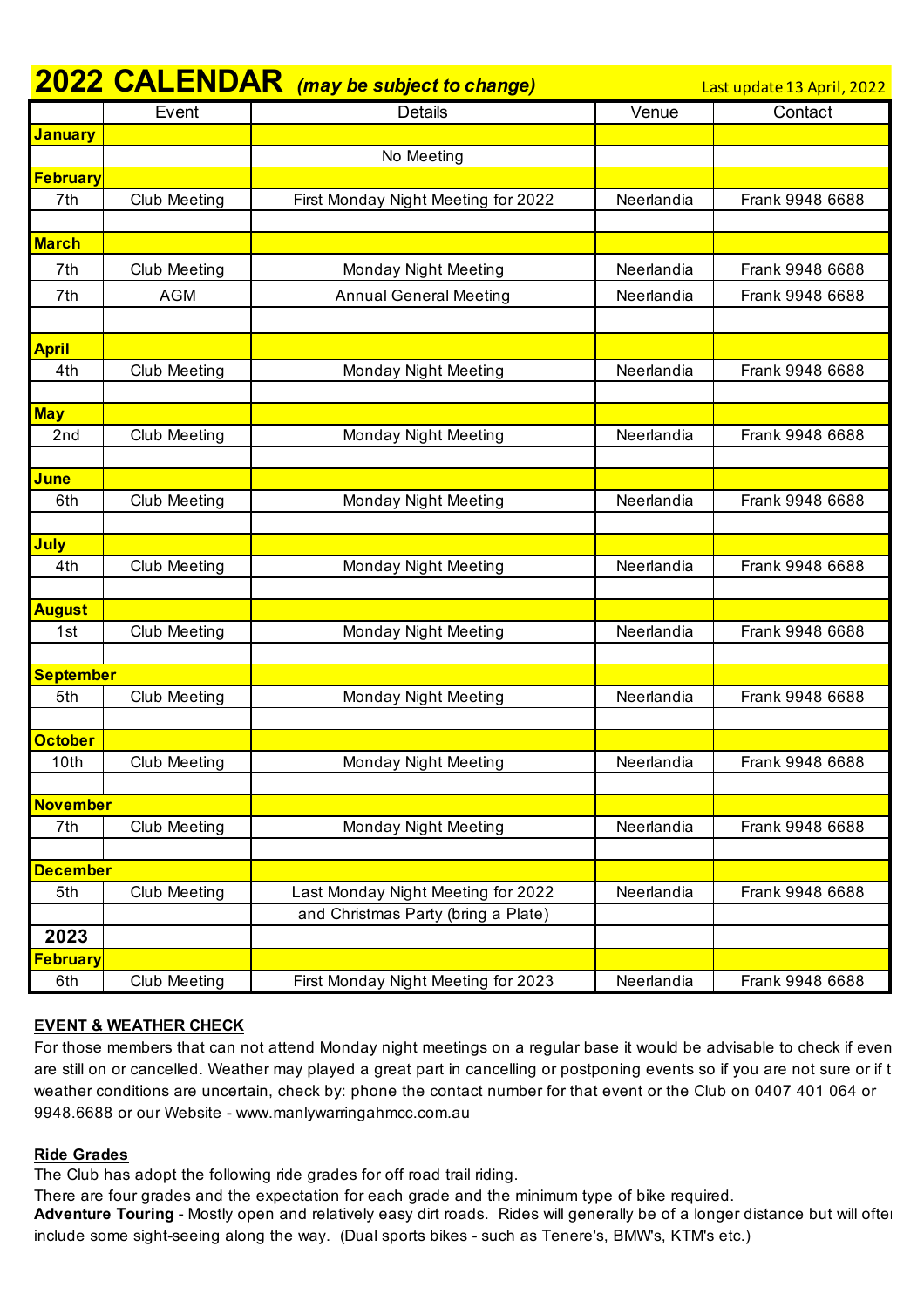# 2022 CALENDAR *(may be subject to change)*

Last update 13 April, 2022

| | Event | Details | Venue | Contact |
|---|---|---|---|---|
| **January** | | | | |
| | | No Meeting | | |
| **February** | | | | |
| 7th | Club Meeting | First Monday Night Meeting for 2022 | Neerlandia | Frank 9948 6688 |
| | | | | |
| **March** | | | | |
| 7th | Club Meeting | Monday Night Meeting | Neerlandia | Frank 9948 6688 |
| 7th | AGM | Annual General Meeting | Neerlandia | Frank 9948 6688 |
| | | | | |
| **April** | | | | |
| 4th | Club Meeting | Monday Night Meeting | Neerlandia | Frank 9948 6688 |
| | | | | |
| **May** | | | | |
| 2nd | Club Meeting | Monday Night Meeting | Neerlandia | Frank 9948 6688 |
| | | | | |
| **June** | | | | |
| 6th | Club Meeting | Monday Night Meeting | Neerlandia | Frank 9948 6688 |
| | | | | |
| **July** | | | | |
| 4th | Club Meeting | Monday Night Meeting | Neerlandia | Frank 9948 6688 |
| | | | | |
| **August** | | | | |
| 1st | Club Meeting | Monday Night Meeting | Neerlandia | Frank 9948 6688 |
| | | | | |
| **September** | | | | |
| 5th | Club Meeting | Monday Night Meeting | Neerlandia | Frank 9948 6688 |
| | | | | |
| **October** | | | | |
| 10th | Club Meeting | Monday Night Meeting | Neerlandia | Frank 9948 6688 |
| | | | | |
| **November** | | | | |
| 7th | Club Meeting | Monday Night Meeting | Neerlandia | Frank 9948 6688 |
| | | | | |
| **December** | | | | |
| 5th | Club Meeting | Last Monday Night Meeting for 2022 | Neerlandia | Frank 9948 6688 |
| | | and Christmas Party (bring a Plate) | | |
| **2023** | | | | |
| **February** | | | | |
| 6th | Club Meeting | First Monday Night Meeting for 2023 | Neerlandia | Frank 9948 6688 |

**EVENT & WEATHER CHECK**

For those members that can not attend Monday night meetings on a regular base it would be advisable to check if even are still on or cancelled. Weather may played a great part in cancelling or postponing events so if you are not sure or if t weather conditions are uncertain, check by: phone the contact number for that event or the Club on 0407 401 064 or 9948.6688 or our Website - www.manlywarringahmcc.com.au

**Ride Grades**

The Club has adopt the following ride grades for off road trail riding.
There are four grades and the expectation for each grade and the minimum type of bike required.
**Adventure Touring** - Mostly open and relatively easy dirt roads. Rides will generally be of a longer distance but will ofte include some sight-seeing along the way. (Dual sports bikes - such as Tenere's, BMW's, KTM's etc.)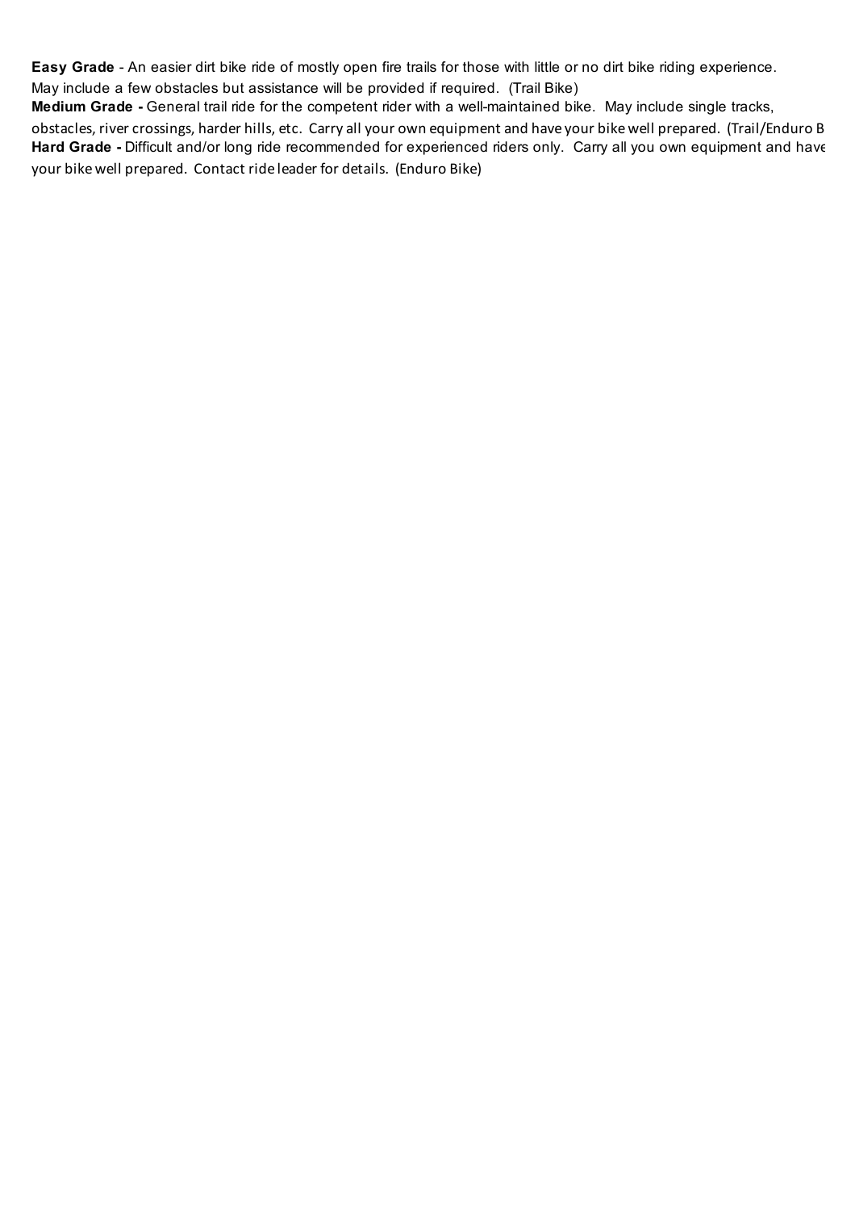**Easy Grade** - An easier dirt bike ride of mostly open fire trails for those with little or no dirt bike riding experience. May include a few obstacles but assistance will be provided if required. (Trail Bike)

**Medium Grade -** General trail ride for the competent rider with a well-maintained bike. May include single tracks, obstacles, river crossings, harder hills, etc. Carry all your own equipment and have your bike well prepared. (Trail/Enduro B

**Hard Grade -** Difficult and/or long ride recommended for experienced riders only. Carry all you own equipment and have your bike well prepared. Contact ride leader for details. (Enduro Bike)